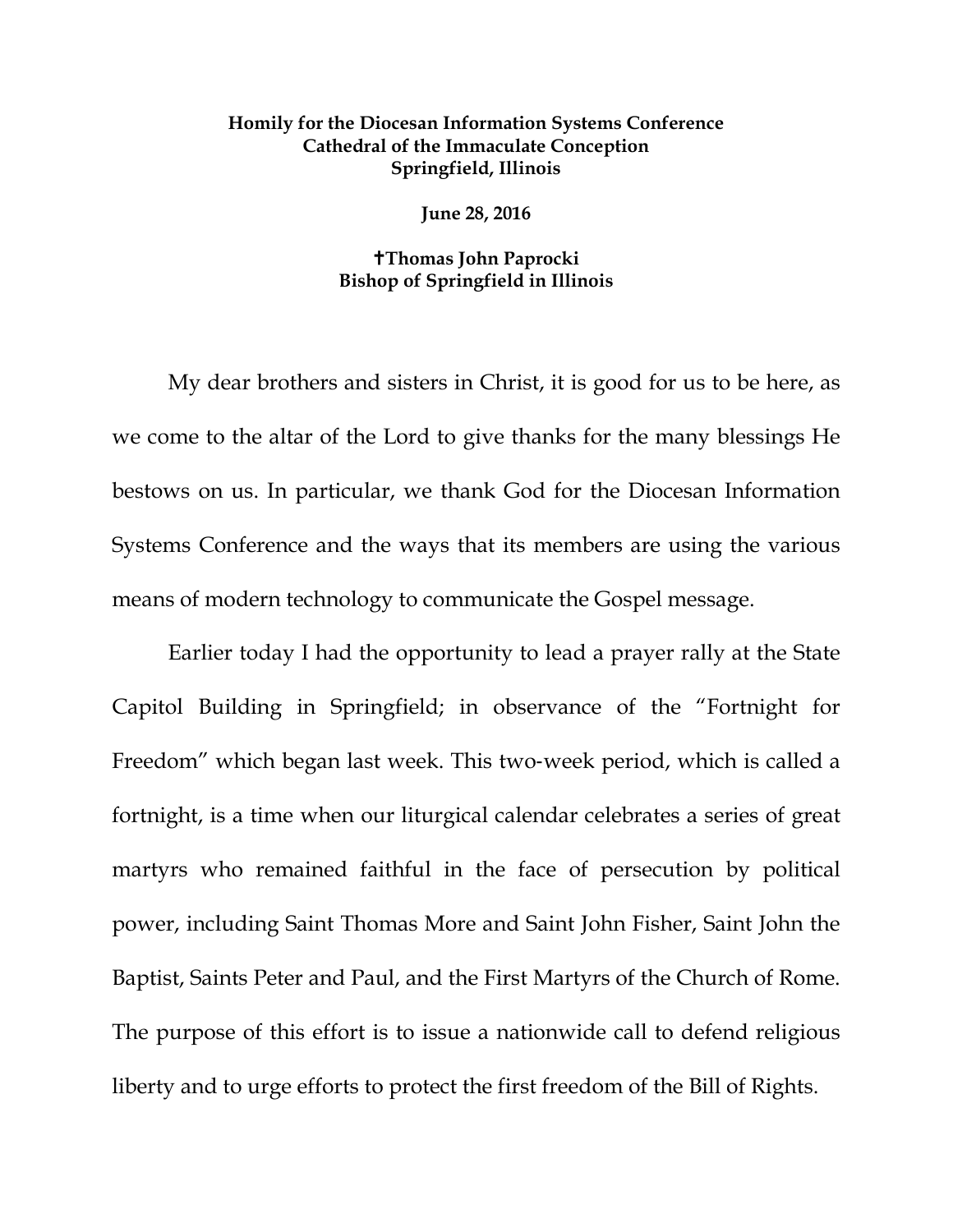**Homily for the Diocesan Information Systems Conference**
**Cathedral of the Immaculate Conception**
**Springfield, Illinois**

**June 28, 2016**

**✝Thomas John Paprocki**
**Bishop of Springfield in Illinois**

My dear brothers and sisters in Christ, it is good for us to be here, as we come to the altar of the Lord to give thanks for the many blessings He bestows on us. In particular, we thank God for the Diocesan Information Systems Conference and the ways that its members are using the various means of modern technology to communicate the Gospel message.

Earlier today I had the opportunity to lead a prayer rally at the State Capitol Building in Springfield; in observance of the "Fortnight for Freedom" which began last week. This two-week period, which is called a fortnight, is a time when our liturgical calendar celebrates a series of great martyrs who remained faithful in the face of persecution by political power, including Saint Thomas More and Saint John Fisher, Saint John the Baptist, Saints Peter and Paul, and the First Martyrs of the Church of Rome. The purpose of this effort is to issue a nationwide call to defend religious liberty and to urge efforts to protect the first freedom of the Bill of Rights.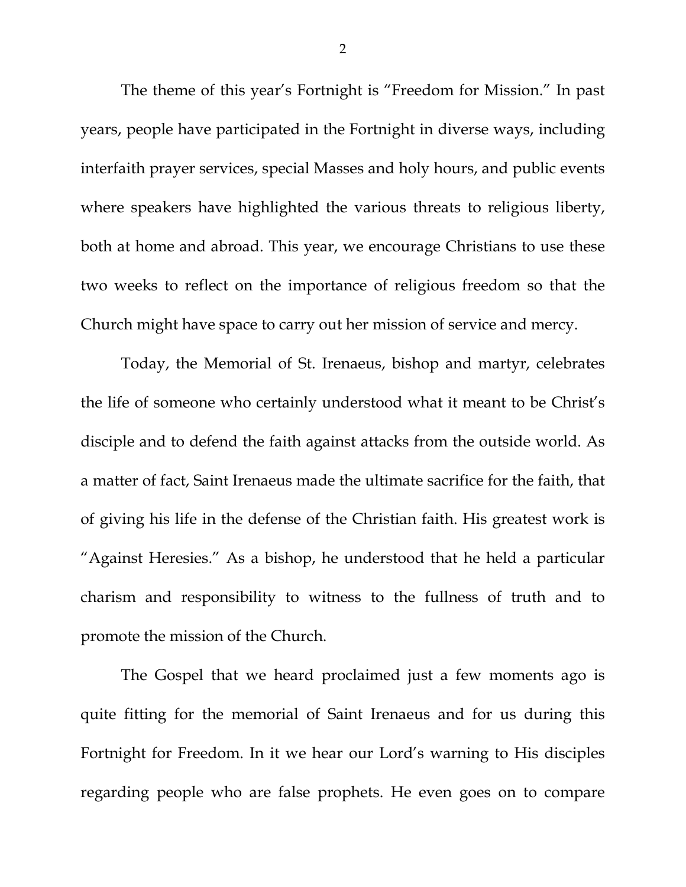The theme of this year's Fortnight is "Freedom for Mission." In past years, people have participated in the Fortnight in diverse ways, including interfaith prayer services, special Masses and holy hours, and public events where speakers have highlighted the various threats to religious liberty, both at home and abroad. This year, we encourage Christians to use these two weeks to reflect on the importance of religious freedom so that the Church might have space to carry out her mission of service and mercy.

Today, the Memorial of St. Irenaeus, bishop and martyr, celebrates the life of someone who certainly understood what it meant to be Christ's disciple and to defend the faith against attacks from the outside world. As a matter of fact, Saint Irenaeus made the ultimate sacrifice for the faith, that of giving his life in the defense of the Christian faith. His greatest work is "Against Heresies." As a bishop, he understood that he held a particular charism and responsibility to witness to the fullness of truth and to promote the mission of the Church.

The Gospel that we heard proclaimed just a few moments ago is quite fitting for the memorial of Saint Irenaeus and for us during this Fortnight for Freedom. In it we hear our Lord's warning to His disciples regarding people who are false prophets. He even goes on to compare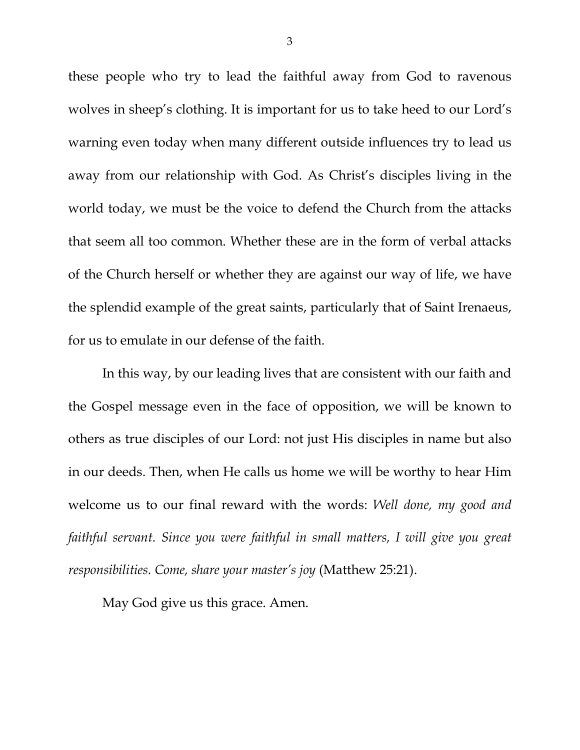these people who try to lead the faithful away from God to ravenous wolves in sheep's clothing. It is important for us to take heed to our Lord's warning even today when many different outside influences try to lead us away from our relationship with God. As Christ's disciples living in the world today, we must be the voice to defend the Church from the attacks that seem all too common. Whether these are in the form of verbal attacks of the Church herself or whether they are against our way of life, we have the splendid example of the great saints, particularly that of Saint Irenaeus, for us to emulate in our defense of the faith.

In this way, by our leading lives that are consistent with our faith and the Gospel message even in the face of opposition, we will be known to others as true disciples of our Lord: not just His disciples in name but also in our deeds. Then, when He calls us home we will be worthy to hear Him welcome us to our final reward with the words: *Well done, my good and faithful servant. Since you were faithful in small matters, I will give you great responsibilities. Come, share your master's joy* (Matthew 25:21).

May God give us this grace. Amen.